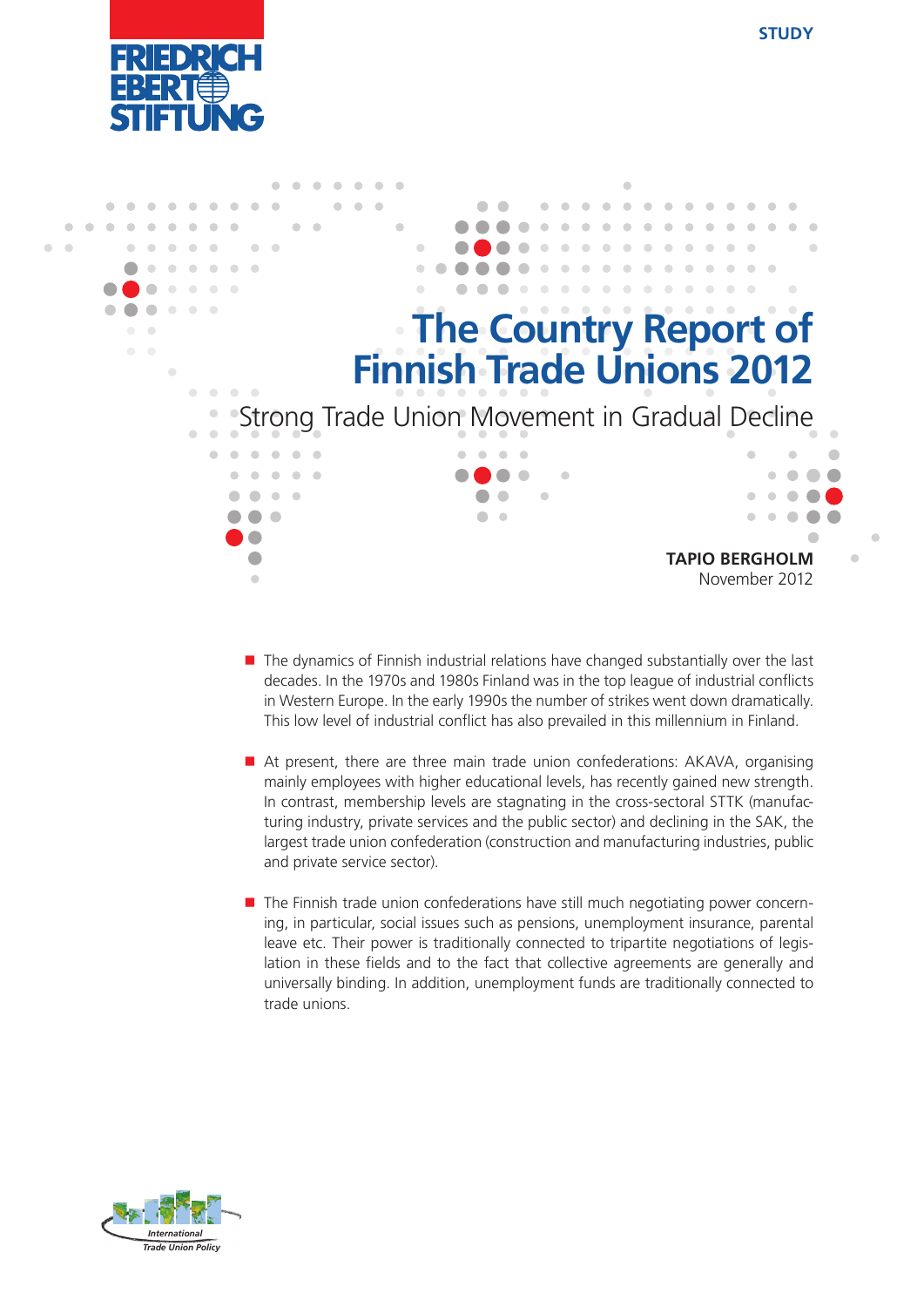STUDY

# The Country Report of Finnish Trade Unions 2012

## Strong Trade Union Movement in Gradual Decline

**TAPIO BERGHOLM**
November 2012

- The dynamics of Finnish industrial relations have changed substantially over the last decades. In the 1970s and 1980s Finland was in the top league of industrial conflicts in Western Europe. In the early 1990s the number of strikes went down dramatically. This low level of industrial conflict has also prevailed in this millennium in Finland.

- At present, there are three main trade union confederations: AKAVA, organising mainly employees with higher educational levels, has recently gained new strength. In contrast, membership levels are stagnating in the cross-sectoral STTK (manufacturing industry, private services and the public sector) and declining in the SAK, the largest trade union confederation (construction and manufacturing industries, public and private service sector).

- The Finnish trade union confederations have still much negotiating power concerning, in particular, social issues such as pensions, unemployment insurance, parental leave etc. Their power is traditionally connected to tripartite negotiations of legislation in these fields and to the fact that collective agreements are generally and universally binding. In addition, unemployment funds are traditionally connected to trade unions.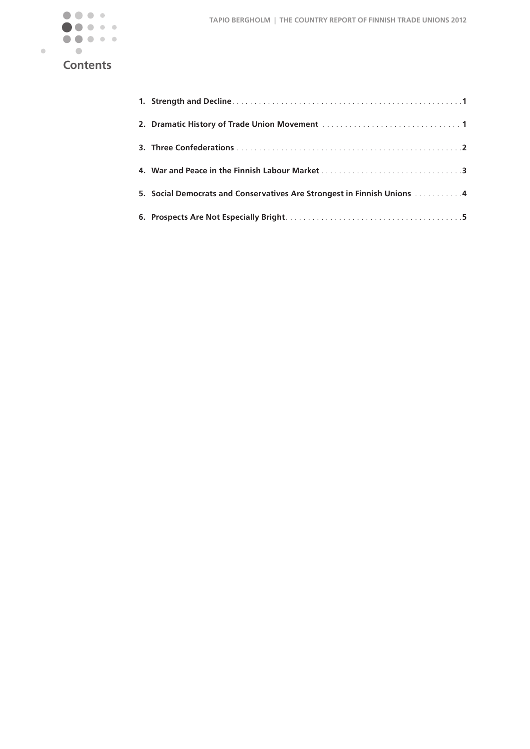## Contents

1. **Strength and Decline** . . . . . . . . . . . . . . . . . . . . . . . . . . . . . . . . . . . . . . . . . . . . . . . . . . **1**
2. **Dramatic History of Trade Union Movement** . . . . . . . . . . . . . . . . . . . . . . . . . . . . . . . . **1**
3. **Three Confederations** . . . . . . . . . . . . . . . . . . . . . . . . . . . . . . . . . . . . . . . . . . . . . . . . . . **2**
4. **War and Peace in the Finnish Labour Market** . . . . . . . . . . . . . . . . . . . . . . . . . . . . . . . . **3**
5. **Social Democrats and Conservatives Are Strongest in Finnish Unions** . . . . . . . . . . . **4**
6. **Prospects Are Not Especially Bright** . . . . . . . . . . . . . . . . . . . . . . . . . . . . . . . . . . . . . . . . **5**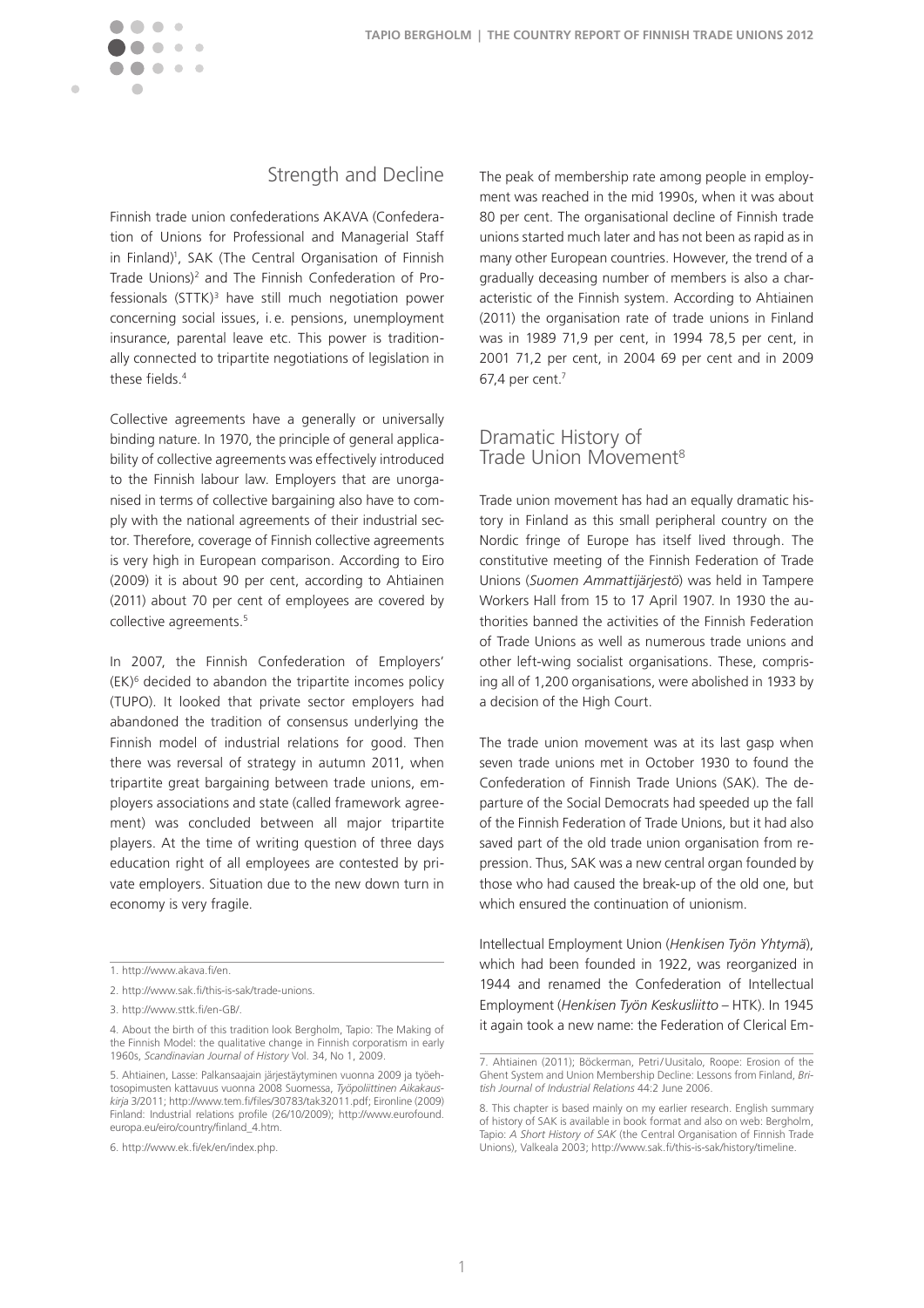## Strength and Decline

Finnish trade union confederations AKAVA (Confederation of Unions for Professional and Managerial Staff in Finland)[1], SAK (The Central Organisation of Finnish Trade Unions)[2] and The Finnish Confederation of Professionals (STTK)[3] have still much negotiation power concerning social issues, i.e. pensions, unemployment insurance, parental leave etc. This power is traditionally connected to tripartite negotiations of legislation in these fields.[4]

Collective agreements have a generally or universally binding nature. In 1970, the principle of general applicability of collective agreements was effectively introduced to the Finnish labour law. Employers that are unorganised in terms of collective bargaining also have to comply with the national agreements of their industrial sector. Therefore, coverage of Finnish collective agreements is very high in European comparison. According to Eiro (2009) it is about 90 per cent, according to Ahtiainen (2011) about 70 per cent of employees are covered by collective agreements.[5]

In 2007, the Finnish Confederation of Employers' (EK)[6] decided to abandon the tripartite incomes policy (TUPO). It looked that private sector employers had abandoned the tradition of consensus underlying the Finnish model of industrial relations for good. Then there was reversal of strategy in autumn 2011, when tripartite great bargaining between trade unions, employers associations and state (called framework agreement) was concluded between all major tripartite players. At the time of writing question of three days education right of all employees are contested by private employers. Situation due to the new down turn in economy is very fragile.

The peak of membership rate among people in employment was reached in the mid 1990s, when it was about 80 per cent. The organisational decline of Finnish trade unions started much later and has not been as rapid as in many other European countries. However, the trend of a gradually deceasing number of members is also a characteristic of the Finnish system. According to Ahtiainen (2011) the organisation rate of trade unions in Finland was in 1989 71,9 per cent, in 1994 78,5 per cent, in 2001 71,2 per cent, in 2004 69 per cent and in 2009 67,4 per cent.[7]

## Dramatic History of Trade Union Movement[8]

Trade union movement has had an equally dramatic history in Finland as this small peripheral country on the Nordic fringe of Europe has itself lived through. The constitutive meeting of the Finnish Federation of Trade Unions (*Suomen Ammattijärjestö*) was held in Tampere Workers Hall from 15 to 17 April 1907. In 1930 the authorities banned the activities of the Finnish Federation of Trade Unions as well as numerous trade unions and other left-wing socialist organisations. These, comprising all of 1,200 organisations, were abolished in 1933 by a decision of the High Court.

The trade union movement was at its last gasp when seven trade unions met in October 1930 to found the Confederation of Finnish Trade Unions (SAK). The departure of the Social Democrats had speeded up the fall of the Finnish Federation of Trade Unions, but it had also saved part of the old trade union organisation from repression. Thus, SAK was a new central organ founded by those who had caused the break-up of the old one, but which ensured the continuation of unionism.

Intellectual Employment Union (*Henkisen Työn Yhtymä*), which had been founded in 1922, was reorganized in 1944 and renamed the Confederation of Intellectual Employment (*Henkisen Työn Keskusliitto* – HTK). In 1945 it again took a new name: the Federation of Clerical Em-

---

1. http://www.akava.fi/en.

2. http://www.sak.fi/this-is-sak/trade-unions.

3. http://www.sttk.fi/en-GB/.

4. About the birth of this tradition look Bergholm, Tapio: The Making of the Finnish Model: the qualitative change in Finnish corporatism in early 1960s, *Scandinavian Journal of History* Vol. 34, No 1, 2009.

5. Ahtiainen, Lasse: Palkansaajain järjestäytyminen vuonna 2009 ja työehtosopimusten kattavuus vuonna 2008 Suomessa, *Työpoliittinen Aikakauskirja* 3/2011; http://www.tem.fi/files/30783/tak32011.pdf; Eironline (2009) Finland: Industrial relations profile (26/10/2009); http://www.eurofound.europa.eu/eiro/country/finland_4.htm.

6. http://www.ek.fi/ek/en/index.php.

7. Ahtiainen (2011); Böckerman, Petri/Uusitalo, Roope: Erosion of the Ghent System and Union Membership Decline: Lessons from Finland, *British Journal of Industrial Relations* 44:2 June 2006.

8. This chapter is based mainly on my earlier research. English summary of history of SAK is available in book format and also on web: Bergholm, Tapio: *A Short History of SAK* (the Central Organisation of Finnish Trade Unions), Valkeala 2003; http://www.sak.fi/this-is-sak/history/timeline.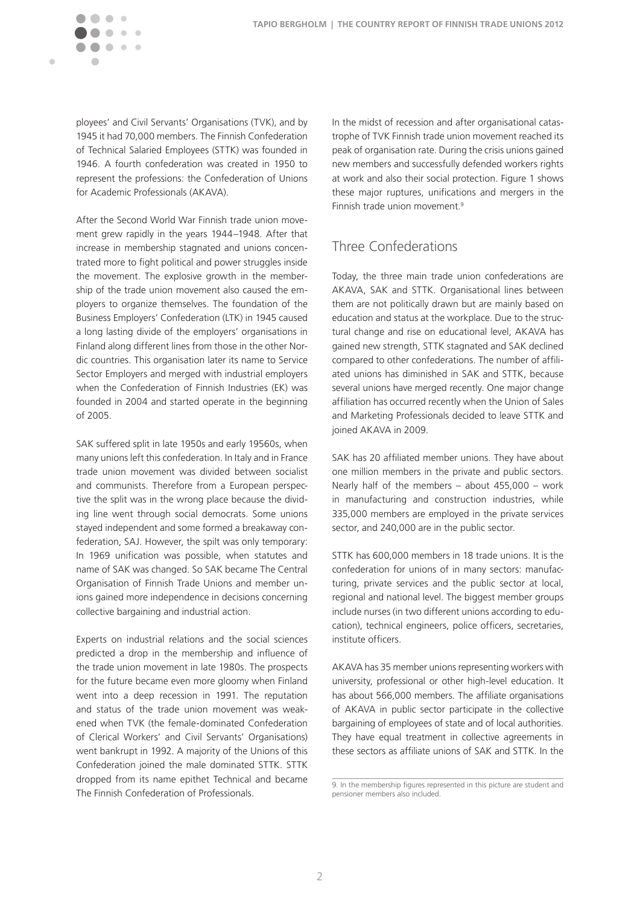ployees' and Civil Servants' Organisations (TVK), and by 1945 it had 70,000 members. The Finnish Confederation of Technical Salaried Employees (STTK) was founded in 1946. A fourth confederation was created in 1950 to represent the professions: the Confederation of Unions for Academic Professionals (AKAVA).

After the Second World War Finnish trade union movement grew rapidly in the years 1944–1948. After that increase in membership stagnated and unions concentrated more to fight political and power struggles inside the movement. The explosive growth in the membership of the trade union movement also caused the employers to organize themselves. The foundation of the Business Employers' Confederation (LTK) in 1945 caused a long lasting divide of the employers' organisations in Finland along different lines from those in the other Nordic countries. This organisation later its name to Service Sector Employers and merged with industrial employers when the Confederation of Finnish Industries (EK) was founded in 2004 and started operate in the beginning of 2005.

SAK suffered split in late 1950s and early 19560s, when many unions left this confederation. In Italy and in France trade union movement was divided between socialist and communists. Therefore from a European perspective the split was in the wrong place because the dividing line went through social democrats. Some unions stayed independent and some formed a breakaway confederation, SAJ. However, the spilt was only temporary: In 1969 unification was possible, when statutes and name of SAK was changed. So SAK became The Central Organisation of Finnish Trade Unions and member unions gained more independence in decisions concerning collective bargaining and industrial action.

Experts on industrial relations and the social sciences predicted a drop in the membership and influence of the trade union movement in late 1980s. The prospects for the future became even more gloomy when Finland went into a deep recession in 1991. The reputation and status of the trade union movement was weakened when TVK (the female-dominated Confederation of Clerical Workers' and Civil Servants' Organisations) went bankrupt in 1992. A majority of the Unions of this Confederation joined the male dominated STTK. STTK dropped from its name epithet Technical and became The Finnish Confederation of Professionals.

In the midst of recession and after organisational catastrophe of TVK Finnish trade union movement reached its peak of organisation rate. During the crisis unions gained new members and successfully defended workers rights at work and also their social protection. Figure 1 shows these major ruptures, unifications and mergers in the Finnish trade union movement.[9]

## Three Confederations

Today, the three main trade union confederations are AKAVA, SAK and STTK. Organisational lines between them are not politically drawn but are mainly based on education and status at the workplace. Due to the structural change and rise on educational level, AKAVA has gained new strength, STTK stagnated and SAK declined compared to other confederations. The number of affiliated unions has diminished in SAK and STTK, because several unions have merged recently. One major change affiliation has occurred recently when the Union of Sales and Marketing Professionals decided to leave STTK and joined AKAVA in 2009.

SAK has 20 affiliated member unions. They have about one million members in the private and public sectors. Nearly half of the members – about 455,000 – work in manufacturing and construction industries, while 335,000 members are employed in the private services sector, and 240,000 are in the public sector.

STTK has 600,000 members in 18 trade unions. It is the confederation for unions of in many sectors: manufacturing, private services and the public sector at local, regional and national level. The biggest member groups include nurses (in two different unions according to education), technical engineers, police officers, secretaries, institute officers.

AKAVA has 35 member unions representing workers with university, professional or other high-level education. It has about 566,000 members. The affiliate organisations of AKAVA in public sector participate in the collective bargaining of employees of state and of local authorities. They have equal treatment in collective agreements in these sectors as affiliate unions of SAK and STTK. In the

9. In the membership figures represented in this picture are student and pensioner members also included.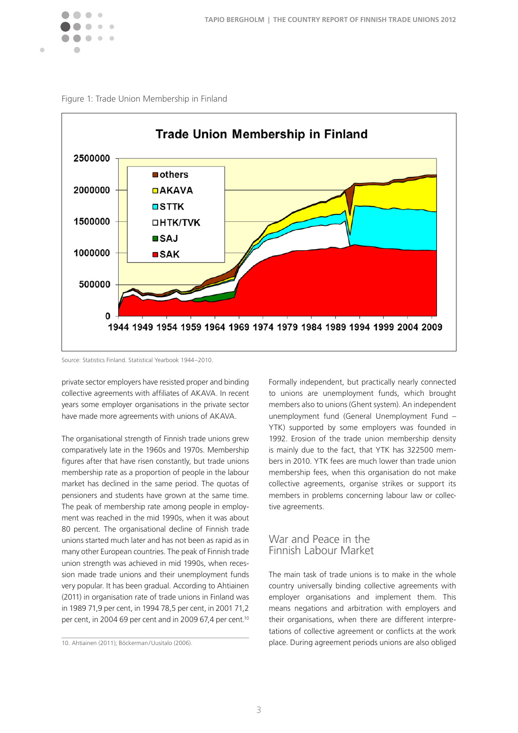Figure 1: Trade Union Membership in Finland

Trade Union Membership in Finland

2500000
2000000
1500000
1000000
500000
0

1944 1949 1954 1959 1964 1969 1974 1979 1984 1989 1994 1999 2004 2009

others
AKAVA
STTK
HTK/TVK
SAJ
SAK

Source: Statistics Finland. Statistical Yearbook 1944–2010.

private sector employers have resisted proper and binding collective agreements with affiliates of AKAVA. In recent years some employer organisations in the private sector have made more agreements with unions of AKAVA.

The organisational strength of Finnish trade unions grew comparatively late in the 1960s and 1970s. Membership figures after that have risen constantly, but trade unions membership rate as a proportion of people in the labour market has declined in the same period. The quotas of pensioners and students have grown at the same time. The peak of membership rate among people in employment was reached in the mid 1990s, when it was about 80 percent. The organisational decline of Finnish trade unions started much later and has not been as rapid as in many other European countries. The peak of Finnish trade union strength was achieved in mid 1990s, when recession made trade unions and their unemployment funds very popular. It has been gradual. According to Ahtiainen (2011) in organisation rate of trade unions in Finland was in 1989 71,9 per cent, in 1994 78,5 per cent, in 2001 71,2 per cent, in 2004 69 per cent and in 2009 67,4 per cent.[10]

10. Ahtiainen (2011); Böckerman/Uusitalo (2006).

Formally independent, but practically nearly connected to unions are unemployment funds, which brought members also to unions (Ghent system). An independent unemployment fund (General Unemployment Fund – YTK) supported by some employers was founded in 1992. Erosion of the trade union membership density is mainly due to the fact, that YTK has 322500 members in 2010. YTK fees are much lower than trade union membership fees, when this organisation do not make collective agreements, organise strikes or support its members in problems concerning labour law or collective agreements.

## War and Peace in the Finnish Labour Market

The main task of trade unions is to make in the whole country universally binding collective agreements with employer organisations and implement them. This means negations and arbitration with employers and their organisations, when there are different interpretations of collective agreement or conflicts at the work place. During agreement periods unions are also obliged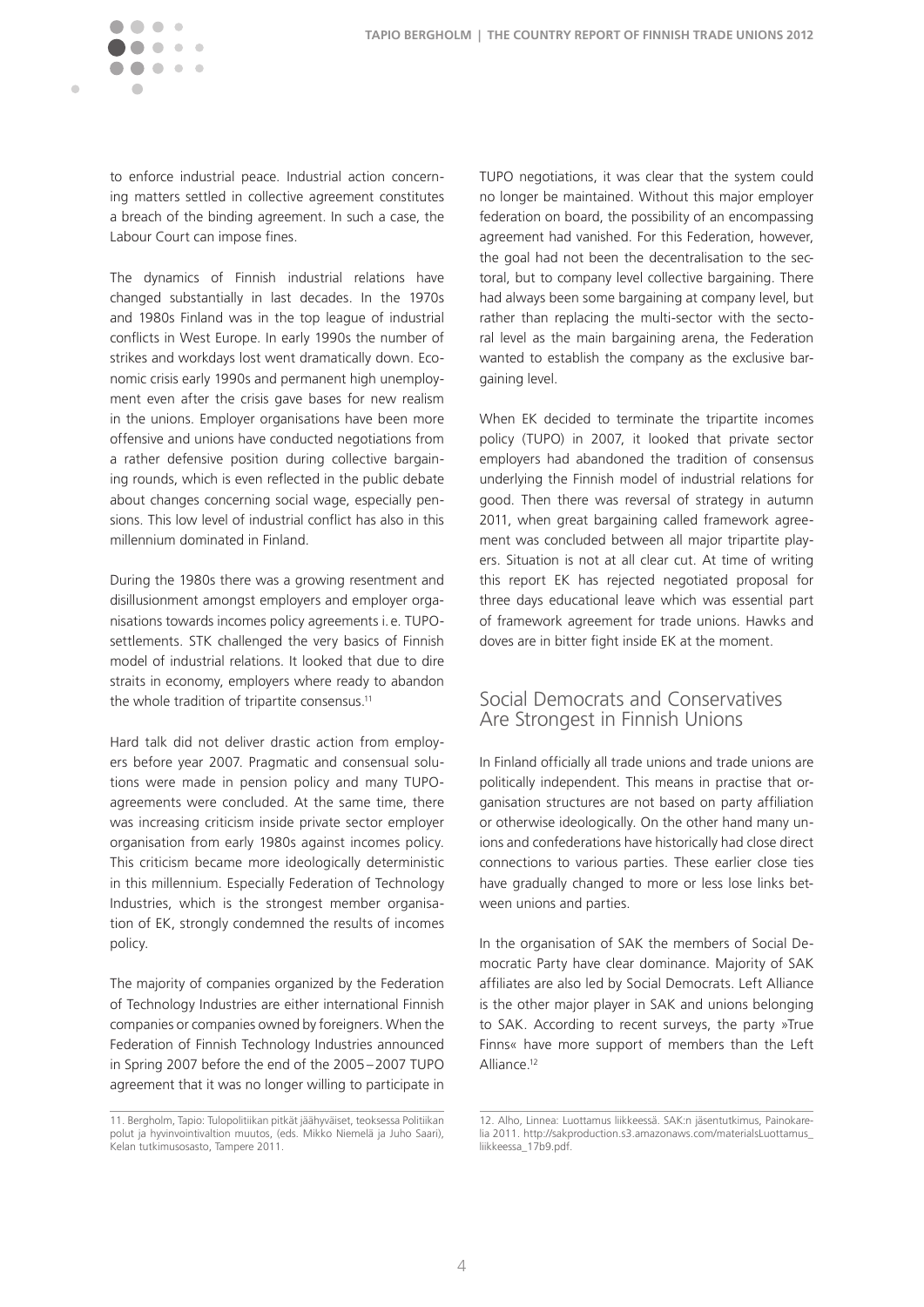to enforce industrial peace. Industrial action concerning matters settled in collective agreement constitutes a breach of the binding agreement. In such a case, the Labour Court can impose fines.

The dynamics of Finnish industrial relations have changed substantially in last decades. In the 1970s and 1980s Finland was in the top league of industrial conflicts in West Europe. In early 1990s the number of strikes and workdays lost went dramatically down. Economic crisis early 1990s and permanent high unemployment even after the crisis gave bases for new realism in the unions. Employer organisations have been more offensive and unions have conducted negotiations from a rather defensive position during collective bargaining rounds, which is even reflected in the public debate about changes concerning social wage, especially pensions. This low level of industrial conflict has also in this millennium dominated in Finland.

During the 1980s there was a growing resentment and disillusionment amongst employers and employer organisations towards incomes policy agreements i. e. TUPO-settlements. STK challenged the very basics of Finnish model of industrial relations. It looked that due to dire straits in economy, employers where ready to abandon the whole tradition of tripartite consensus.[11]

Hard talk did not deliver drastic action from employers before year 2007. Pragmatic and consensual solutions were made in pension policy and many TUPO-agreements were concluded. At the same time, there was increasing criticism inside private sector employer organisation from early 1980s against incomes policy. This criticism became more ideologically deterministic in this millennium. Especially Federation of Technology Industries, which is the strongest member organisation of EK, strongly condemned the results of incomes policy.

The majority of companies organized by the Federation of Technology Industries are either international Finnish companies or companies owned by foreigners. When the Federation of Finnish Technology Industries announced in Spring 2007 before the end of the 2005–2007 TUPO agreement that it was no longer willing to participate in TUPO negotiations, it was clear that the system could no longer be maintained. Without this major employer federation on board, the possibility of an encompassing agreement had vanished. For this Federation, however, the goal had not been the decentralisation to the sectoral, but to company level collective bargaining. There had always been some bargaining at company level, but rather than replacing the multi-sector with the sectoral level as the main bargaining arena, the Federation wanted to establish the company as the exclusive bargaining level.

When EK decided to terminate the tripartite incomes policy (TUPO) in 2007, it looked that private sector employers had abandoned the tradition of consensus underlying the Finnish model of industrial relations for good. Then there was reversal of strategy in autumn 2011, when great bargaining called framework agreement was concluded between all major tripartite players. Situation is not at all clear cut. At time of writing this report EK has rejected negotiated proposal for three days educational leave which was essential part of framework agreement for trade unions. Hawks and doves are in bitter fight inside EK at the moment.

## Social Democrats and Conservatives Are Strongest in Finnish Unions

In Finland officially all trade unions and trade unions are politically independent. This means in practise that organisation structures are not based on party affiliation or otherwise ideologically. On the other hand many unions and confederations have historically had close direct connections to various parties. These earlier close ties have gradually changed to more or less lose links between unions and parties.

In the organisation of SAK the members of Social Democratic Party have clear dominance. Majority of SAK affiliates are also led by Social Democrats. Left Alliance is the other major player in SAK and unions belonging to SAK. According to recent surveys, the party »True Finns« have more support of members than the Left Alliance.[12]

---

11. Bergholm, Tapio: Tulopolitiikan pitkät jäähyväiset, teoksessa Politiikan polut ja hyvinvointivaltion muutos, (eds. Mikko Niemelä ja Juho Saari), Kelan tutkimusosasto, Tampere 2011.

12. Alho, Linnea: Luottamus liikkeessä. SAK:n jäsentutkimus, Painokarelia 2011. http://sakproduction.s3.amazonaws.com/materialsLuottamus_liikkeessa_17b9.pdf.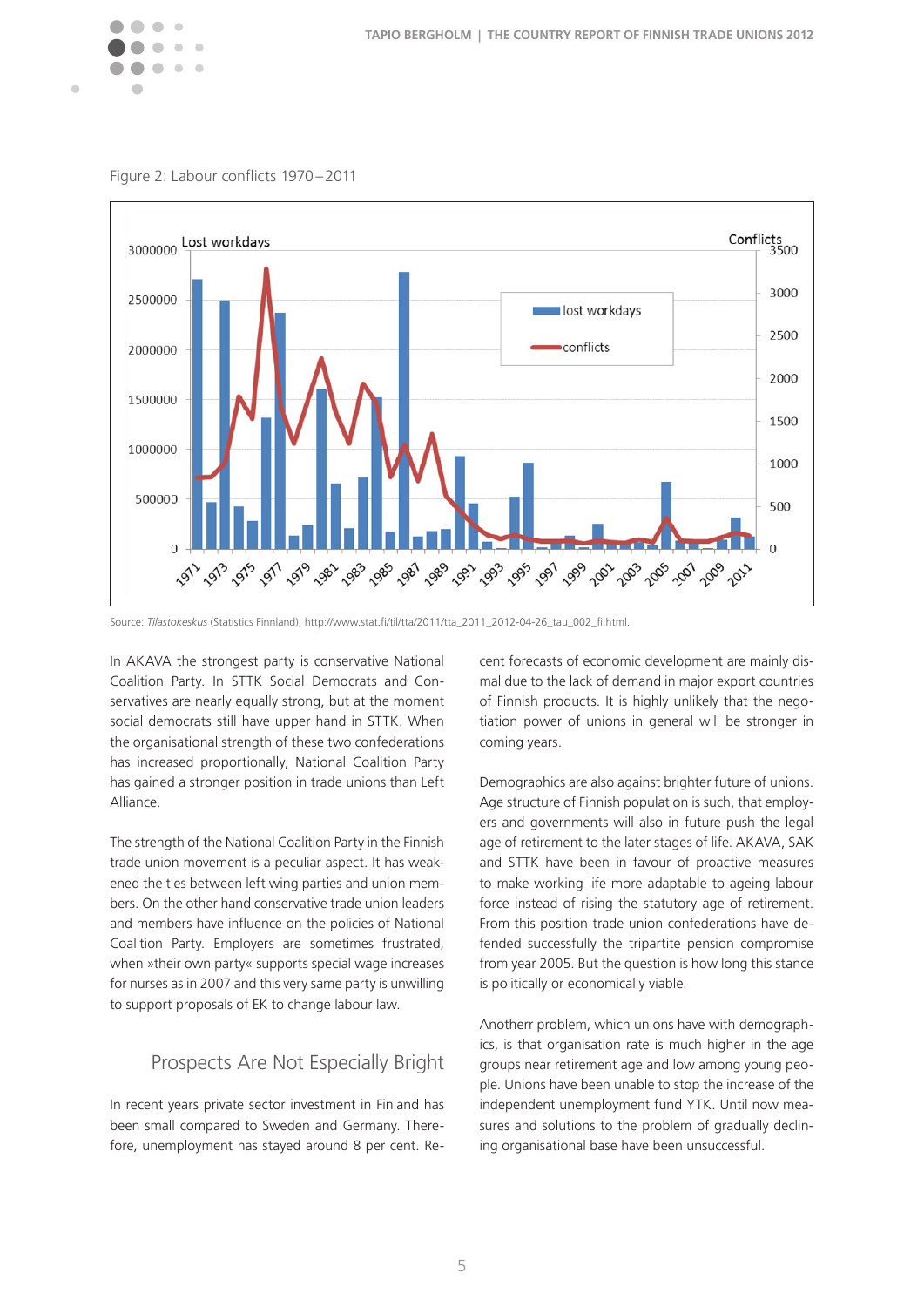Figure 2: Labour conflicts 1970 – 2011

Lost workdays

Conflicts

3000000
2500000
2000000
1500000
1000000
500000
0

3500
3000
2500
2000
1500
1000
500
0

lost workdays
conflicts

1971 1973 1975 1977 1979 1981 1983 1985 1987 1989 1991 1993 1995 1997 1999 2001 2003 2005 2007 2009 2011

Source: *Tilastokeskus* (Statistics Finnland); http://www.stat.fi/til/tta/2011/tta_2011_2012-04-26_tau_002_fi.html.

In AKAVA the strongest party is conservative National Coalition Party. In STTK Social Democrats and Conservatives are nearly equally strong, but at the moment social democrats still have upper hand in STTK. When the organisational strength of these two confederations has increased proportionally, National Coalition Party has gained a stronger position in trade unions than Left Alliance.

The strength of the National Coalition Party in the Finnish trade union movement is a peculiar aspect. It has weakened the ties between left wing parties and union members. On the other hand conservative trade union leaders and members have influence on the policies of National Coalition Party. Employers are sometimes frustrated, when »their own party« supports special wage increases for nurses as in 2007 and this very same party is unwilling to support proposals of EK to change labour law.

## Prospects Are Not Especially Bright

In recent years private sector investment in Finland has been small compared to Sweden and Germany. Therefore, unemployment has stayed around 8 per cent. Recent forecasts of economic development are mainly dismal due to the lack of demand in major export countries of Finnish products. It is highly unlikely that the negotiation power of unions in general will be stronger in coming years.

Demographics are also against brighter future of unions. Age structure of Finnish population is such, that employers and governments will also in future push the legal age of retirement to the later stages of life. AKAVA, SAK and STTK have been in favour of proactive measures to make working life more adaptable to ageing labour force instead of rising the statutory age of retirement. From this position trade union confederations have defended successfully the tripartite pension compromise from year 2005. But the question is how long this stance is politically or economically viable.

Anotherr problem, which unions have with demographics, is that organisation rate is much higher in the age groups near retirement age and low among young people. Unions have been unable to stop the increase of the independent unemployment fund YTK. Until now measures and solutions to the problem of gradually declining organisational base have been unsuccessful.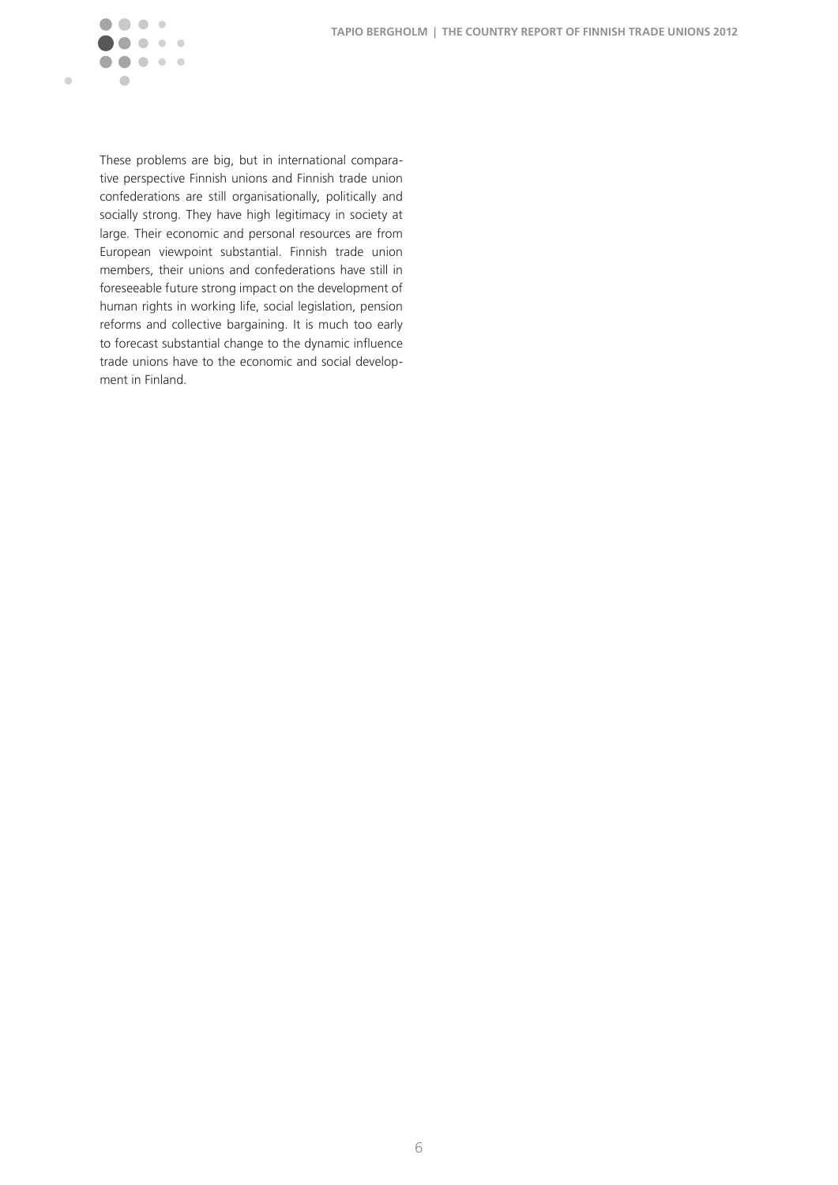These problems are big, but in international comparative perspective Finnish unions and Finnish trade union confederations are still organisationally, politically and socially strong. They have high legitimacy in society at large. Their economic and personal resources are from European viewpoint substantial. Finnish trade union members, their unions and confederations have still in foreseeable future strong impact on the development of human rights in working life, social legislation, pension reforms and collective bargaining. It is much too early to forecast substantial change to the dynamic influence trade unions have to the economic and social development in Finland.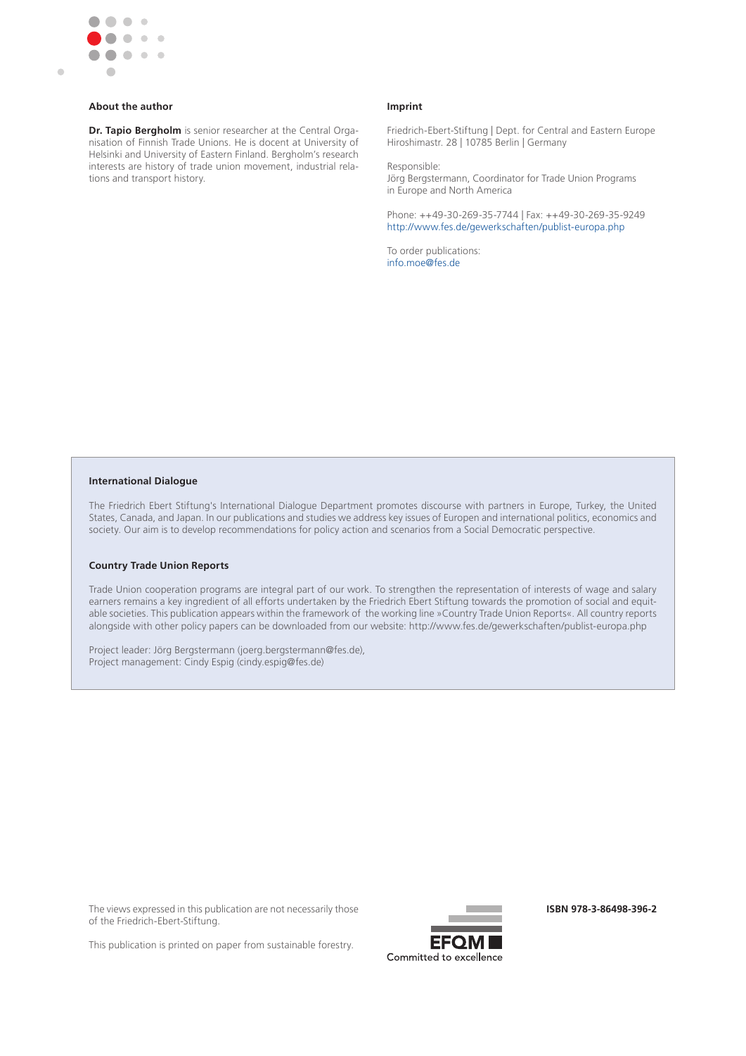### About the author

**Dr. Tapio Bergholm** is senior researcher at the Central Organisation of Finnish Trade Unions. He is docent at University of Helsinki and University of Eastern Finland. Bergholm's research interests are history of trade union movement, industrial relations and transport history.

### Imprint

Friedrich-Ebert-Stiftung | Dept. for Central and Eastern Europe
Hiroshimastr. 28 | 10785 Berlin | Germany

Responsible:
Jörg Bergstermann, Coordinator for Trade Union Programs in Europe and North America

Phone: ++49-30-269-35-7744 | Fax: ++49-30-269-35-9249
http://www.fes.de/gewerkschaften/publist-europa.php

To order publications:
info.moe@fes.de

### International Dialogue

The Friedrich Ebert Stiftung's International Dialogue Department promotes discourse with partners in Europe, Turkey, the United States, Canada, and Japan. In our publications and studies we address key issues of Europen and international politics, economics and society. Our aim is to develop recommendations for policy action and scenarios from a Social Democratic perspective.

### Country Trade Union Reports

Trade Union cooperation programs are integral part of our work. To strengthen the representation of interests of wage and salary earners remains a key ingredient of all efforts undertaken by the Friedrich Ebert Stiftung towards the promotion of social and equitable societies. This publication appears within the framework of the working line »Country Trade Union Reports«. All country reports alongside with other policy papers can be downloaded from our website: http://www.fes.de/gewerkschaften/publist-europa.php

Project leader: Jörg Bergstermann (joerg.bergstermann@fes.de),
Project management: Cindy Espig (cindy.espig@fes.de)

The views expressed in this publication are not necessarily those of the Friedrich-Ebert-Stiftung.

This publication is printed on paper from sustainable forestry.

EFQM
Committed to excellence

**ISBN 978-3-86498-396-2**